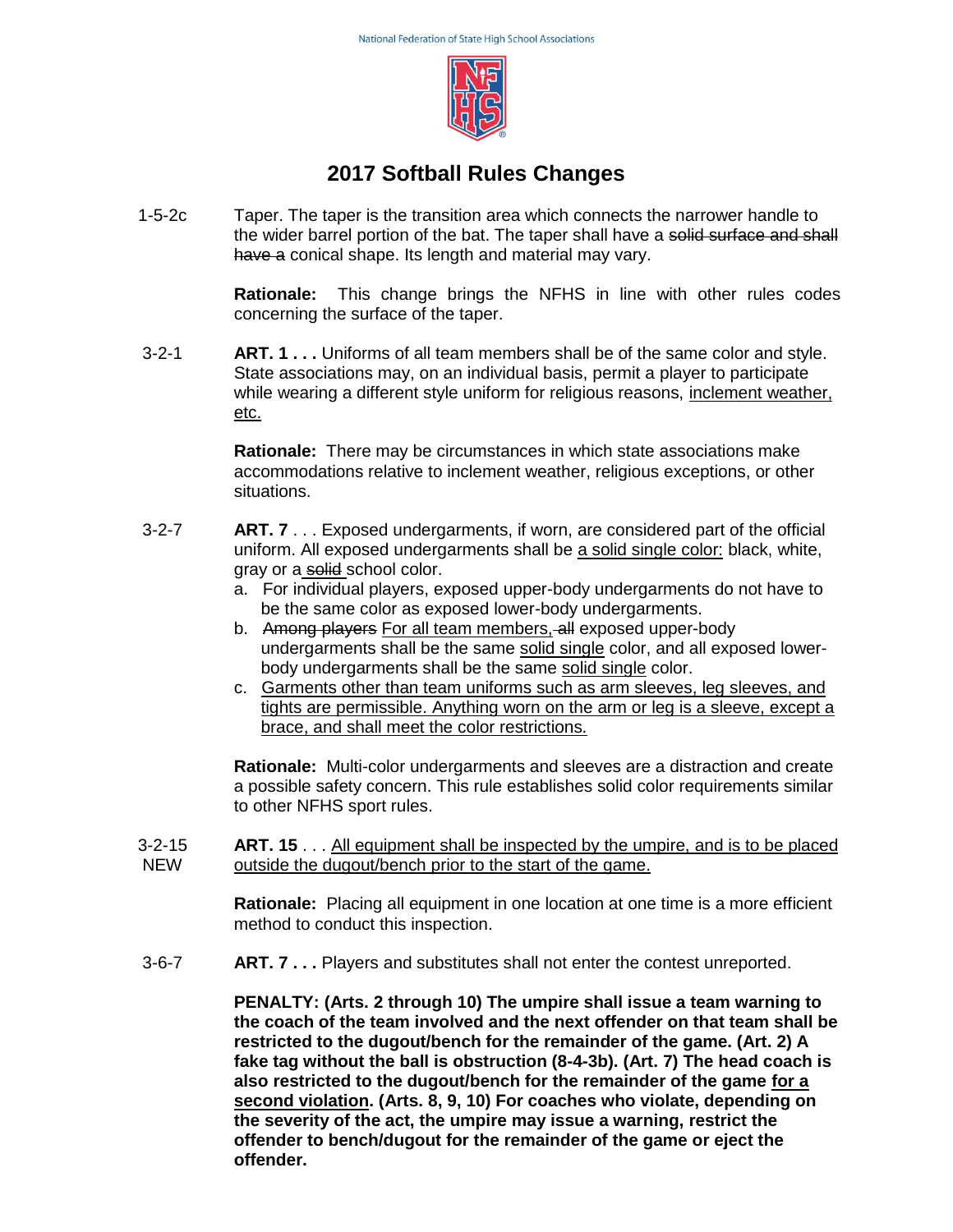National Federation of State High School Associations

# 2017 Softball Rules Changes

**1-5-2c** Taper. The taper is the transition area which connects the narrower handle to the wider barrel portion of the bat. The taper shall have a ~~solid surface and shall have a~~ conical shape. Its length and material may vary.

**Rationale:** This change brings the NFHS in line with other rules codes concerning the surface of the taper.

**3-2-1** **ART. 1 . . .** Uniforms of all team members shall be of the same color and style. State associations may, on an individual basis, permit a player to participate while wearing a different style uniform for religious reasons, <u>inclement weather, etc.</u>

**Rationale:** There may be circumstances in which state associations make accommodations relative to inclement weather, religious exceptions, or other situations.

**3-2-7** **ART. 7** . . . Exposed undergarments, if worn, are considered part of the official uniform. All exposed undergarments shall be <u>a solid single color:</u> black, white, gray or a ~~solid~~ school color.

a. For individual players, exposed upper-body undergarments do not have to be the same color as exposed lower-body undergarments.
b. ~~Among players~~ <u>For all team members,</u> ~~all~~ exposed upper-body undergarments shall be the same <u>solid single</u> color, and all exposed lower-body undergarments shall be the same <u>solid single</u> color.
c. <u>Garments other than team uniforms such as arm sleeves, leg sleeves, and tights are permissible. Anything worn on the arm or leg is a sleeve, except a brace, and shall meet the color restrictions.</u>

**Rationale:** Multi-color undergarments and sleeves are a distraction and create a possible safety concern. This rule establishes solid color requirements similar to other NFHS sport rules.

**3-2-15 NEW** **ART. 15** . . . <u>All equipment shall be inspected by the umpire, and is to be placed outside the dugout/bench prior to the start of the game.</u>

**Rationale:** Placing all equipment in one location at one time is a more efficient method to conduct this inspection.

**3-6-7** **ART. 7 . . .** Players and substitutes shall not enter the contest unreported.

**PENALTY: (Arts. 2 through 10) The umpire shall issue a team warning to the coach of the team involved and the next offender on that team shall be restricted to the dugout/bench for the remainder of the game. (Art. 2) A fake tag without the ball is obstruction (8-4-3b). (Art. 7) The head coach is also restricted to the dugout/bench for the remainder of the game <u>for a second violation</u>. (Arts. 8, 9, 10) For coaches who violate, depending on the severity of the act, the umpire may issue a warning, restrict the offender to bench/dugout for the remainder of the game or eject the offender.**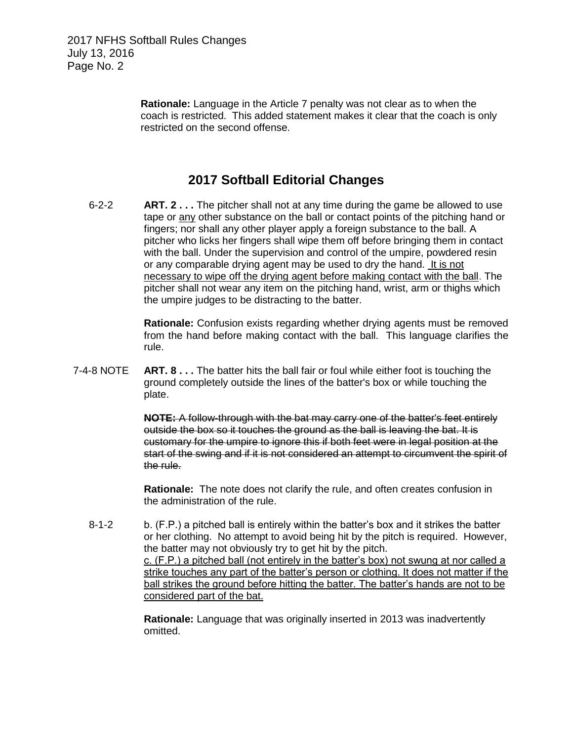**Rationale:** Language in the Article 7 penalty was not clear as to when the coach is restricted. This added statement makes it clear that the coach is only restricted on the second offense.

## 2017 Softball Editorial Changes

6-2-2 **ART. 2 . . .** The pitcher shall not at any time during the game be allowed to use tape or <u>any</u> other substance on the ball or contact points of the pitching hand or fingers; nor shall any other player apply a foreign substance to the ball. A pitcher who licks her fingers shall wipe them off before bringing them in contact with the ball. Under the supervision and control of the umpire, powdered resin or any comparable drying agent may be used to dry the hand. <u>It is not necessary to wipe off the drying agent before making contact with the ball</u>. The pitcher shall not wear any item on the pitching hand, wrist, arm or thighs which the umpire judges to be distracting to the batter.

**Rationale:** Confusion exists regarding whether drying agents must be removed from the hand before making contact with the ball. This language clarifies the rule.

7-4-8 NOTE **ART. 8 . . .** The batter hits the ball fair or foul while either foot is touching the ground completely outside the lines of the batter's box or while touching the plate.

~~**NOTE:** A follow-through with the bat may carry one of the batter's feet entirely outside the box so it touches the ground as the ball is leaving the bat. It is customary for the umpire to ignore this if both feet were in legal position at the start of the swing and if it is not considered an attempt to circumvent the spirit of the rule.~~

**Rationale:** The note does not clarify the rule, and often creates confusion in the administration of the rule.

8-1-2 b. (F.P.) a pitched ball is entirely within the batter's box and it strikes the batter or her clothing. No attempt to avoid being hit by the pitch is required. However, the batter may not obviously try to get hit by the pitch.
<u>c. (F.P.) a pitched ball (not entirely in the batter's box) not swung at nor called a strike touches any part of the batter's person or clothing. It does not matter if the ball strikes the ground before hitting the batter. The batter's hands are not to be considered part of the bat.</u>

**Rationale:** Language that was originally inserted in 2013 was inadvertently omitted.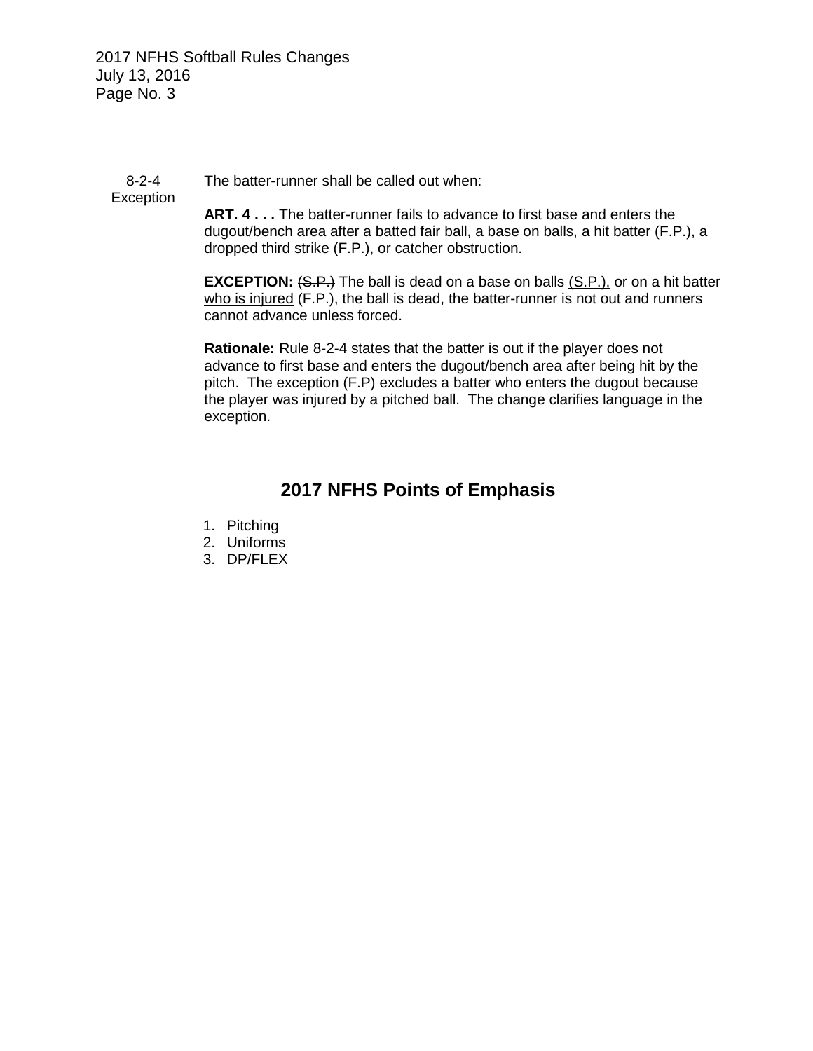8-2-4 Exception

The batter-runner shall be called out when:

**ART. 4 . . .** The batter-runner fails to advance to first base and enters the dugout/bench area after a batted fair ball, a base on balls, a hit batter (F.P.), a dropped third strike (F.P.), or catcher obstruction.

**EXCEPTION:** ~~(S.P.)~~ The ball is dead on a base on balls <u>(S.P.),</u> or on a hit batter <u>who is injured</u> (F.P.), the ball is dead, the batter-runner is not out and runners cannot advance unless forced.

**Rationale:** Rule 8-2-4 states that the batter is out if the player does not advance to first base and enters the dugout/bench area after being hit by the pitch. The exception (F.P) excludes a batter who enters the dugout because the player was injured by a pitched ball. The change clarifies language in the exception.

## 2017 NFHS Points of Emphasis

1. Pitching
2. Uniforms
3. DP/FLEX